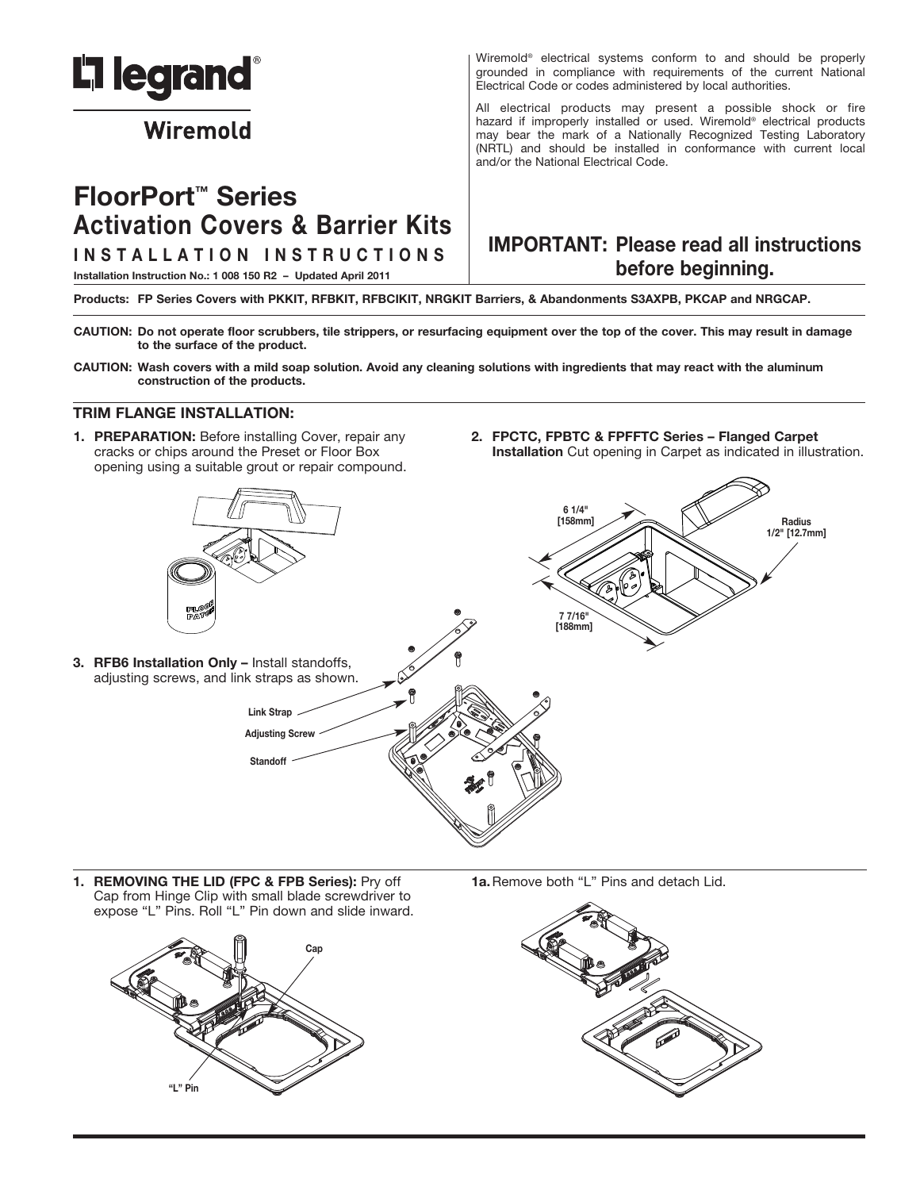# Legrand Wiremold

# FloorPort™ Series Activation Covers & Barrier Kits

**INSTALLATION INSTRUCTIONS**

**Installation Instruction No.: 1 008 150 R2 – Updated April 2011**

Wiremold® electrical systems conform to and should be properly grounded in compliance with requirements of the current National Electrical Code or codes administered by local authorities.

All electrical products may present a possible shock or fire hazard if improperly installed or used. Wiremold® electrical products may bear the mark of a Nationally Recognized Testing Laboratory (NRTL) and should be installed in conformance with current local and/or the National Electrical Code.

## IMPORTANT: Please read all instructions before beginning.

**Products: FP Series Covers with PKKIT, RFBKIT, RFBCIKIT, NRGKIT Barriers, & Abandonments S3AXPB, PKCAP and NRGCAP.**

**CAUTION: Do not operate floor scrubbers, tile strippers, or resurfacing equipment over the top of the cover. This may result in damage to the surface of the product.**

**CAUTION: Wash covers with a mild soap solution. Avoid any cleaning solutions with ingredients that may react with the aluminum construction of the products.**

### TRIM FLANGE INSTALLATION:

1. **PREPARATION:** Before installing Cover, repair any cracks or chips around the Preset or Floor Box opening using a suitable grout or repair compound.

2. **FPCTC, FPBTC & FPFFTC Series – Flanged Carpet Installation** Cut opening in Carpet as indicated in illustration.

6 1/4" [158mm]

7 7/16" [188mm]

Radius 1/2" [12.7mm]

3. **RFB6 Installation Only –** Install standoffs, adjusting screws, and link straps as shown.

Link Strap

Adjusting Screw

Standoff

1. **REMOVING THE LID (FPC & FPB Series):** Pry off Cap from Hinge Clip with small blade screwdriver to expose "L" Pins. Roll "L" Pin down and slide inward.

Cap

"L" Pin

1a. Remove both "L" Pins and detach Lid.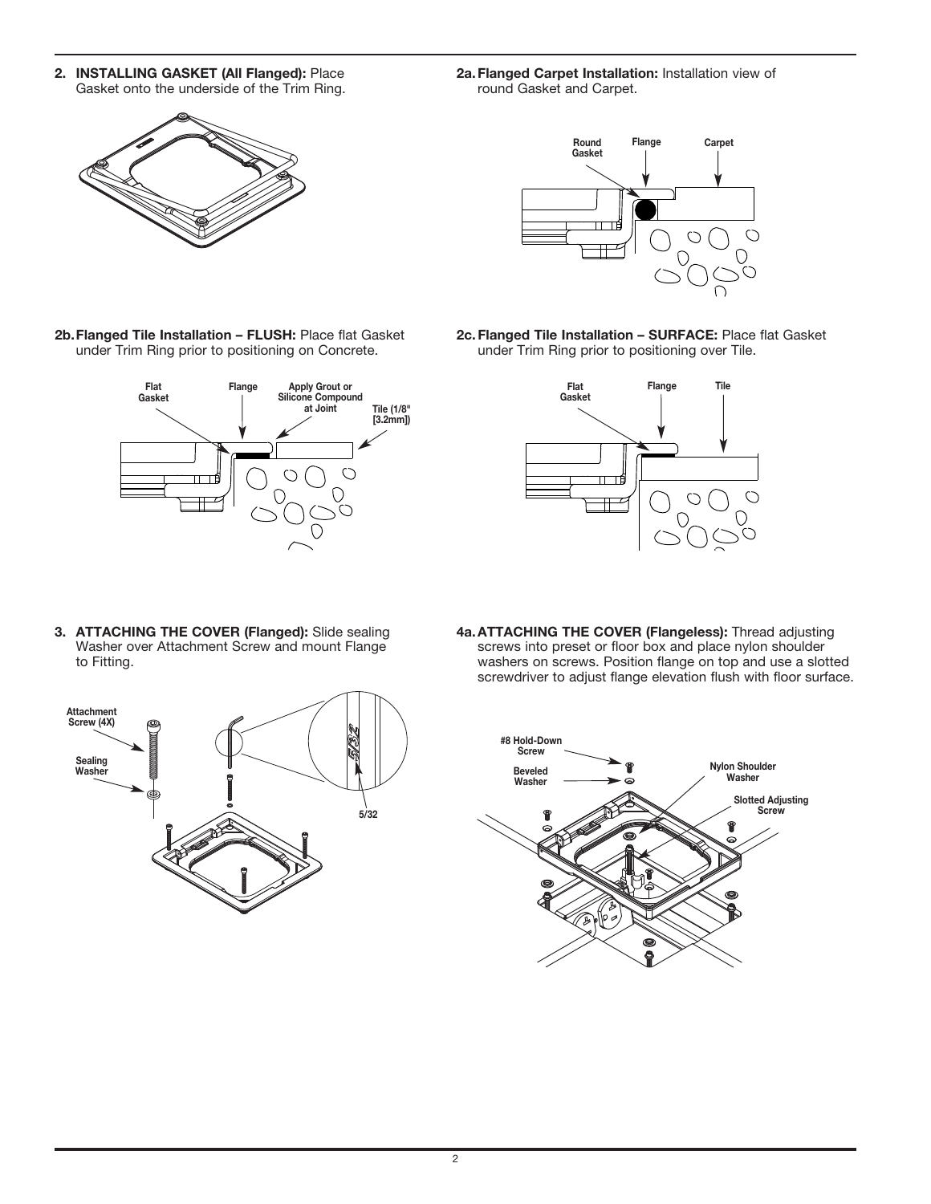**2. INSTALLING GASKET (All Flanged):** Place Gasket onto the underside of the Trim Ring.

**2a. Flanged Carpet Installation:** Installation view of round Gasket and Carpet.

Round Gasket | Flange | Carpet

**2b. Flanged Tile Installation – FLUSH:** Place flat Gasket under Trim Ring prior to positioning on Concrete.

Flat Gasket | Flange | Apply Grout or Silicone Compound at Joint | Tile (1/8" [3.2mm])

**2c. Flanged Tile Installation – SURFACE:** Place flat Gasket under Trim Ring prior to positioning over Tile.

Flat Gasket | Flange | Tile

**3. ATTACHING THE COVER (Flanged):** Slide sealing Washer over Attachment Screw and mount Flange to Fitting.

Attachment Screw (4X) | Sealing Washer | 5/32

**4a. ATTACHING THE COVER (Flangeless):** Thread adjusting screws into preset or floor box and place nylon shoulder washers on screws. Position flange on top and use a slotted screwdriver to adjust flange elevation flush with floor surface.

#8 Hold-Down Screw | Beveled Washer | Nylon Shoulder Washer | Slotted Adjusting Screw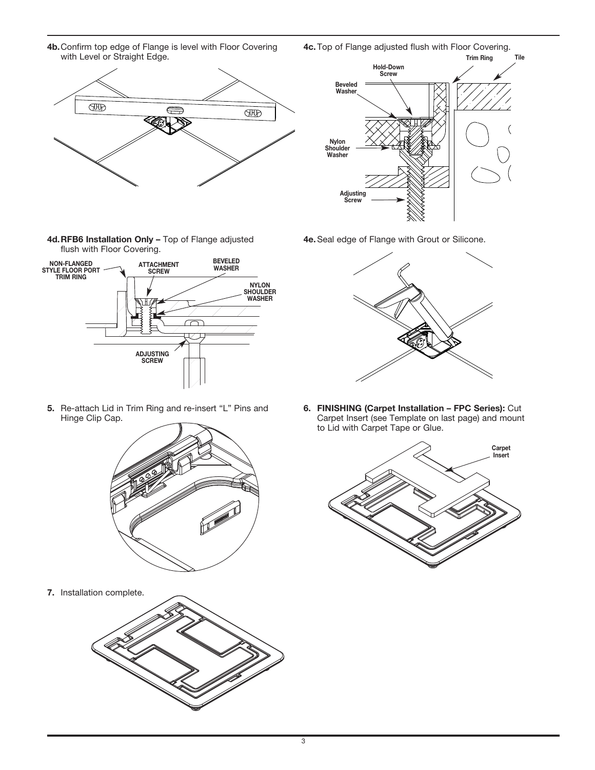**4b.** Confirm top edge of Flange is level with Floor Covering with Level or Straight Edge.

**4c.** Top of Flange adjusted flush with Floor Covering.

Trim Ring

Tile

Hold-Down Screw

Beveled Washer

Nylon Shoulder Washer

Adjusting Screw

**4d. RFB6 Installation Only –** Top of Flange adjusted flush with Floor Covering.

NON-FLANGED STYLE FLOOR PORT TRIM RING

ATTACHMENT SCREW

BEVELED WASHER

NYLON SHOULDER WASHER

ADJUSTING SCREW

**4e.** Seal edge of Flange with Grout or Silicone.

**5.** Re-attach Lid in Trim Ring and re-insert "L" Pins and Hinge Clip Cap.

**6. FINISHING (Carpet Installation – FPC Series):** Cut Carpet Insert (see Template on last page) and mount to Lid with Carpet Tape or Glue.

Carpet Insert

**7.** Installation complete.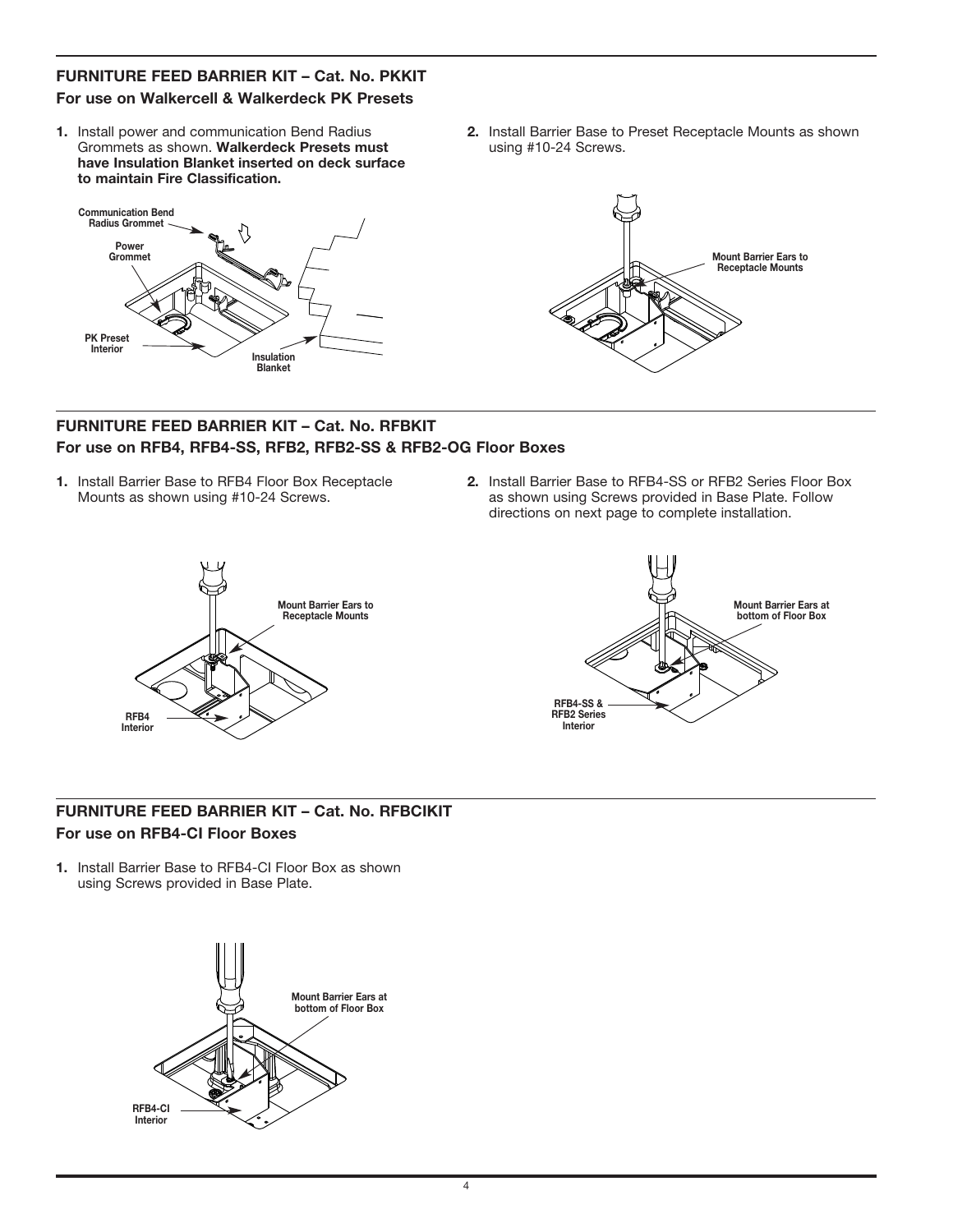## FURNITURE FEED BARRIER KIT – Cat. No. PKKIT

### For use on Walkercell & Walkerdeck PK Presets

1. Install power and communication Bend Radius Grommets as shown. **Walkerdeck Presets must have Insulation Blanket inserted on deck surface to maintain Fire Classification.**

Communication Bend Radius Grommet

Power Grommet

PK Preset Interior

Insulation Blanket

2. Install Barrier Base to Preset Receptacle Mounts as shown using #10-24 Screws.

Mount Barrier Ears to Receptacle Mounts

## FURNITURE FEED BARRIER KIT – Cat. No. RFBKIT

### For use on RFB4, RFB4-SS, RFB2, RFB2-SS & RFB2-OG Floor Boxes

1. Install Barrier Base to RFB4 Floor Box Receptacle Mounts as shown using #10-24 Screws.

Mount Barrier Ears to Receptacle Mounts

RFB4 Interior

2. Install Barrier Base to RFB4-SS or RFB2 Series Floor Box as shown using Screws provided in Base Plate. Follow directions on next page to complete installation.

Mount Barrier Ears at bottom of Floor Box

RFB4-SS & RFB2 Series Interior

## FURNITURE FEED BARRIER KIT – Cat. No. RFBCIKIT

### For use on RFB4-CI Floor Boxes

1. Install Barrier Base to RFB4-CI Floor Box as shown using Screws provided in Base Plate.

Mount Barrier Ears at bottom of Floor Box

RFB4-CI Interior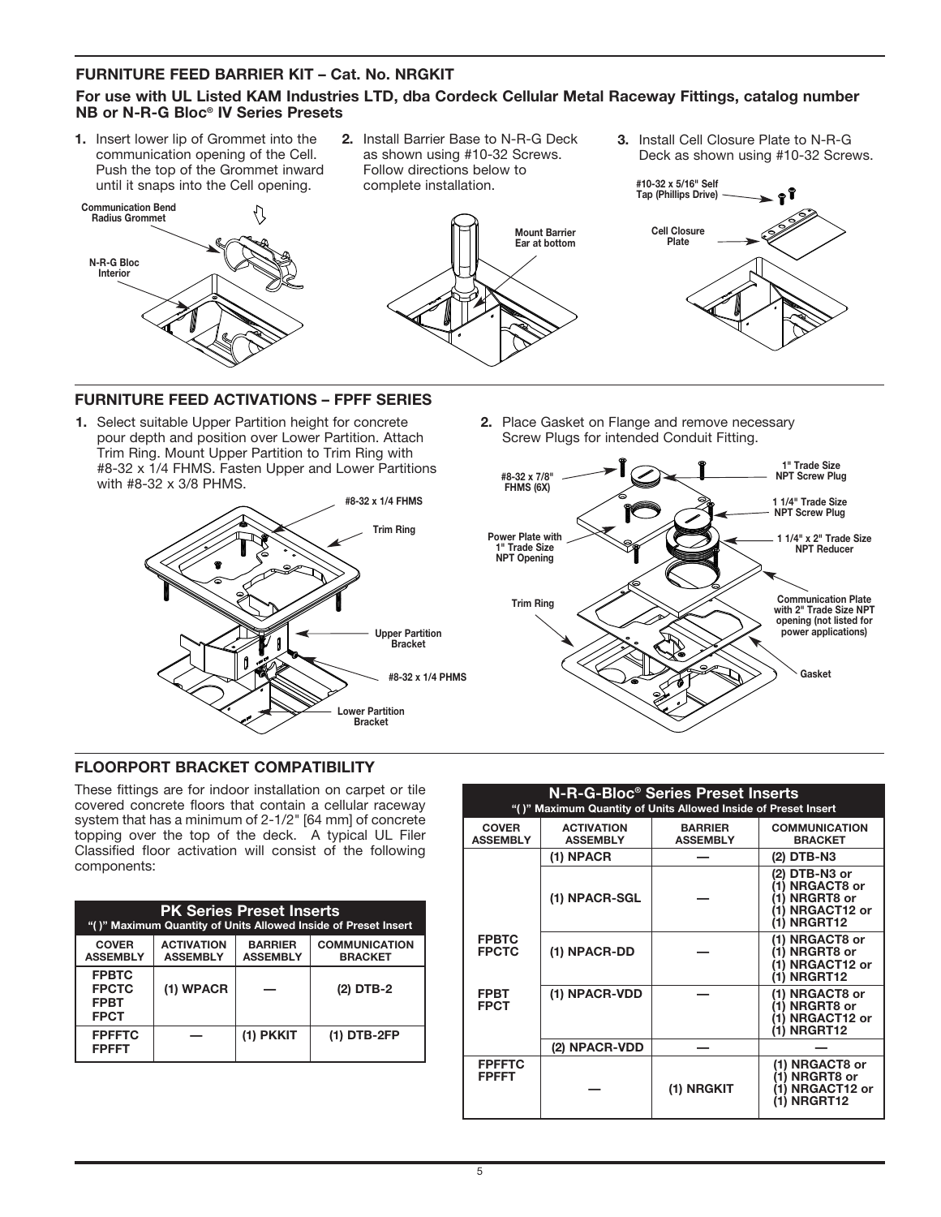## FURNITURE FEED BARRIER KIT – Cat. No. NRGKIT

**For use with UL Listed KAM Industries LTD, dba Cordeck Cellular Metal Raceway Fittings, catalog number NB or N-R-G Bloc® IV Series Presets**

1. Insert lower lip of Grommet into the communication opening of the Cell. Push the top of the Grommet inward until it snaps into the Cell opening.

Communication Bend Radius Grommet

N-R-G Bloc Interior

2. Install Barrier Base to N-R-G Deck as shown using #10-32 Screws. Follow directions below to complete installation.

Mount Barrier Ear at bottom

3. Install Cell Closure Plate to N-R-G Deck as shown using #10-32 Screws.

#10-32 x 5/16" Self Tap (Phillips Drive)

Cell Closure Plate

## FURNITURE FEED ACTIVATIONS – FPFF SERIES

1. Select suitable Upper Partition height for concrete pour depth and position over Lower Partition. Attach Trim Ring. Mount Upper Partition to Trim Ring with #8-32 x 1/4 FHMS. Fasten Upper and Lower Partitions with #8-32 x 3/8 PHMS.

#8-32 x 1/4 FHMS

Trim Ring

Upper Partition Bracket

#8-32 x 1/4 PHMS

Lower Partition Bracket

2. Place Gasket on Flange and remove necessary Screw Plugs for intended Conduit Fitting.

#8-32 x 7/8" FHMS (6X)

1" Trade Size NPT Screw Plug

1 1/4" Trade Size NPT Screw Plug

Power Plate with 1" Trade Size NPT Opening

1 1/4" x 2" Trade Size NPT Reducer

Trim Ring

Communication Plate with 2" Trade Size NPT opening (not listed for power applications)

Gasket

## FLOORPORT BRACKET COMPATIBILITY

These fittings are for indoor installation on carpet or tile covered concrete floors that contain a cellular raceway system that has a minimum of 2-1/2" [64 mm] of concrete topping over the top of the deck. A typical UL Filer Classified floor activation will consist of the following components:

| PK Series Preset Inserts<br>"( )" Maximum Quantity of Units Allowed Inside of Preset Insert | | | |
|---|---|---|---|
| **COVER ASSEMBLY** | **ACTIVATION ASSEMBLY** | **BARRIER ASSEMBLY** | **COMMUNICATION BRACKET** |
| FPBTC<br>FPCTC<br>FPBT<br>FPCT | (1) WPACR | — | (2) DTB-2 |
| FPFFTC<br>FPFFT | — | (1) PKKIT | (1) DTB-2FP |

| N-R-G-Bloc® Series Preset Inserts<br>"( )" Maximum Quantity of Units Allowed Inside of Preset Insert | | | |
|---|---|---|---|
| **COVER ASSEMBLY** | **ACTIVATION ASSEMBLY** | **BARRIER ASSEMBLY** | **COMMUNICATION BRACKET** |
| FPBTC<br>FPCTC<br>FPBT<br>FPCT | (1) NPACR | — | (2) DTB-N3 |
| | (1) NPACR-SGL | — | (2) DTB-N3 or<br>(1) NRGACT8 or<br>(1) NRGRT8 or<br>(1) NRGACT12 or<br>(1) NRGRT12 |
| | (1) NPACR-DD | — | (1) NRGACT8 or<br>(1) NRGRT8 or<br>(1) NRGACT12 or<br>(1) NRGRT12 |
| | (1) NPACR-VDD | — | (1) NRGACT8 or<br>(1) NRGRT8 or<br>(1) NRGACT12 or<br>(1) NRGRT12 |
| | (2) NPACR-VDD | — | — |
| FPFFTC<br>FPFFT | — | (1) NRGKIT | (1) NRGACT8 or<br>(1) NRGRT8 or<br>(1) NRGACT12 or<br>(1) NRGRT12 |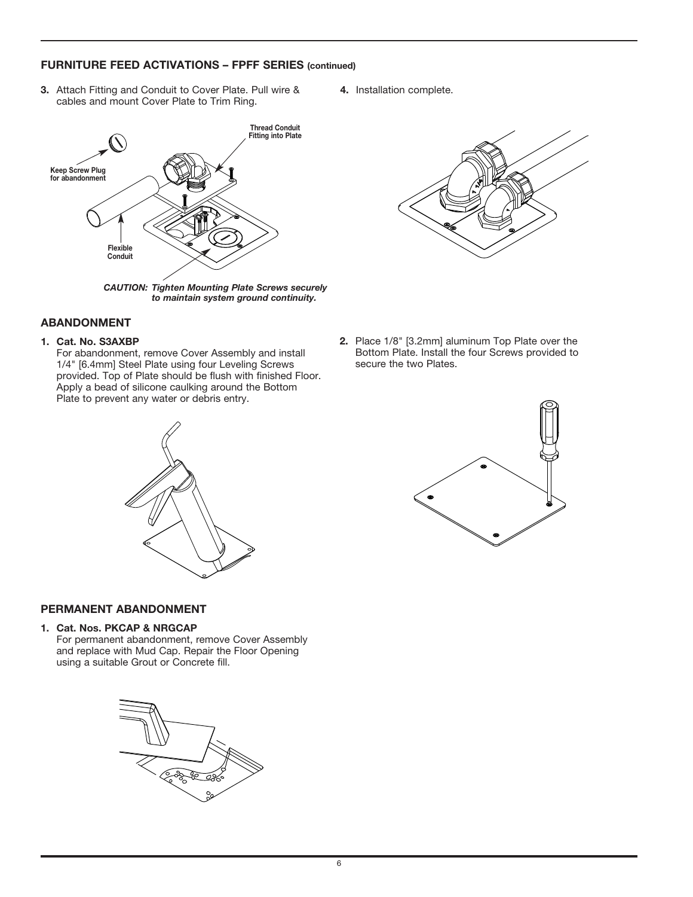## FURNITURE FEED ACTIVATIONS – FPFF SERIES (continued)

**3.** Attach Fitting and Conduit to Cover Plate. Pull wire & cables and mount Cover Plate to Trim Ring.

Keep Screw Plug for abandonment

Thread Conduit Fitting into Plate

Flexible Conduit

***CAUTION: Tighten Mounting Plate Screws securely to maintain system ground continuity.***

**4.** Installation complete.

## ABANDONMENT

**1. Cat. No. S3AXBP**
For abandonment, remove Cover Assembly and install 1/4" [6.4mm] Steel Plate using four Leveling Screws provided. Top of Plate should be flush with finished Floor. Apply a bead of silicone caulking around the Bottom Plate to prevent any water or debris entry.

**2.** Place 1/8" [3.2mm] aluminum Top Plate over the Bottom Plate. Install the four Screws provided to secure the two Plates.

## PERMANENT ABANDONMENT

**1. Cat. Nos. PKCAP & NRGCAP**
For permanent abandonment, remove Cover Assembly and replace with Mud Cap. Repair the Floor Opening using a suitable Grout or Concrete fill.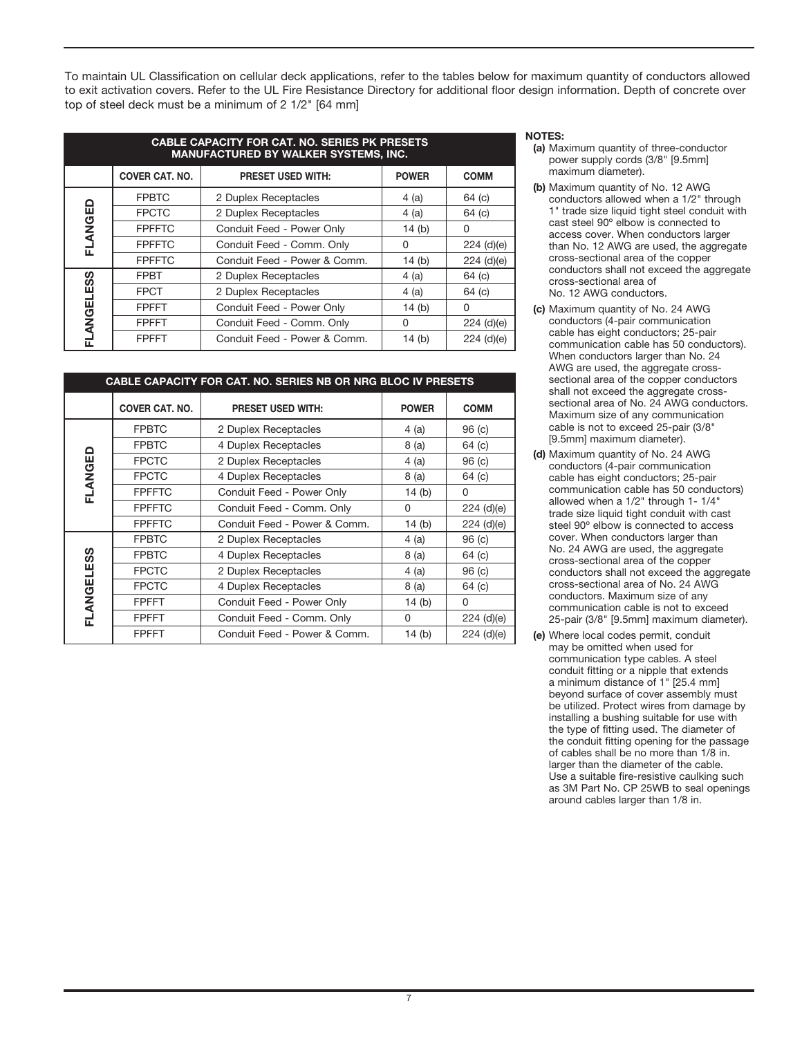To maintain UL Classification on cellular deck applications, refer to the tables below for maximum quantity of conductors allowed to exit activation covers. Refer to the UL Fire Resistance Directory for additional floor design information. Depth of concrete over top of steel deck must be a minimum of 2 1/2" [64 mm]

| CABLE CAPACITY FOR CAT. NO. SERIES PK PRESETS MANUFACTURED BY WALKER SYSTEMS, INC. | | | | |
|---|---|---|---|---|
| | COVER CAT. NO. | PRESET USED WITH: | POWER | COMM |
| FLANGED | FPBTC | 2 Duplex Receptacles | 4 (a) | 64 (c) |
| FLANGED | FPCTC | 2 Duplex Receptacles | 4 (a) | 64 (c) |
| FLANGED | FPFFTC | Conduit Feed - Power Only | 14 (b) | 0 |
| FLANGED | FPFFTC | Conduit Feed - Comm. Only | 0 | 224 (d)(e) |
| FLANGED | FPFFTC | Conduit Feed - Power & Comm. | 14 (b) | 224 (d)(e) |
| FLANGELESS | FPBT | 2 Duplex Receptacles | 4 (a) | 64 (c) |
| FLANGELESS | FPCT | 2 Duplex Receptacles | 4 (a) | 64 (c) |
| FLANGELESS | FPFFT | Conduit Feed - Power Only | 14 (b) | 0 |
| FLANGELESS | FPFFT | Conduit Feed - Comm. Only | 0 | 224 (d)(e) |
| FLANGELESS | FPFFT | Conduit Feed - Power & Comm. | 14 (b) | 224 (d)(e) |

| CABLE CAPACITY FOR CAT. NO. SERIES NB OR NRG BLOC IV PRESETS | | | | |
|---|---|---|---|---|
| | COVER CAT. NO. | PRESET USED WITH: | POWER | COMM |
| FLANGED | FPBTC | 2 Duplex Receptacles | 4 (a) | 96 (c) |
| FLANGED | FPBTC | 4 Duplex Receptacles | 8 (a) | 64 (c) |
| FLANGED | FPCTC | 2 Duplex Receptacles | 4 (a) | 96 (c) |
| FLANGED | FPCTC | 4 Duplex Receptacles | 8 (a) | 64 (c) |
| FLANGED | FPFFTC | Conduit Feed - Power Only | 14 (b) | 0 |
| FLANGED | FPFFTC | Conduit Feed - Comm. Only | 0 | 224 (d)(e) |
| FLANGED | FPFFTC | Conduit Feed - Power & Comm. | 14 (b) | 224 (d)(e) |
| FLANGELESS | FPBTC | 2 Duplex Receptacles | 4 (a) | 96 (c) |
| FLANGELESS | FPBTC | 4 Duplex Receptacles | 8 (a) | 64 (c) |
| FLANGELESS | FPCTC | 2 Duplex Receptacles | 4 (a) | 96 (c) |
| FLANGELESS | FPCTC | 4 Duplex Receptacles | 8 (a) | 64 (c) |
| FLANGELESS | FPFFT | Conduit Feed - Power Only | 14 (b) | 0 |
| FLANGELESS | FPFFT | Conduit Feed - Comm. Only | 0 | 224 (d)(e) |
| FLANGELESS | FPFFT | Conduit Feed - Power & Comm. | 14 (b) | 224 (d)(e) |

**NOTES:**

**(a)** Maximum quantity of three-conductor power supply cords (3/8" [9.5mm] maximum diameter).

**(b)** Maximum quantity of No. 12 AWG conductors allowed when a 1/2" through 1" trade size liquid tight steel conduit with cast steel 90º elbow is connected to access cover. When conductors larger than No. 12 AWG are used, the aggregate cross-sectional area of the copper conductors shall not exceed the aggregate cross-sectional area of No. 12 AWG conductors.

**(c)** Maximum quantity of No. 24 AWG conductors (4-pair communication cable has eight conductors; 25-pair communication cable has 50 conductors). When conductors larger than No. 24 AWG are used, the aggregate cross-sectional area of the copper conductors shall not exceed the aggregate cross-sectional area of No. 24 AWG conductors. Maximum size of any communication cable is not to exceed 25-pair (3/8" [9.5mm] maximum diameter).

**(d)** Maximum quantity of No. 24 AWG conductors (4-pair communication cable has eight conductors; 25-pair communication cable has 50 conductors) allowed when a 1/2" through 1- 1/4" trade size liquid tight conduit with cast steel 90º elbow is connected to access cover. When conductors larger than No. 24 AWG are used, the aggregate cross-sectional area of the copper conductors shall not exceed the aggregate cross-sectional area of No. 24 AWG conductors. Maximum size of any communication cable is not to exceed 25-pair (3/8" [9.5mm] maximum diameter).

**(e)** Where local codes permit, conduit may be omitted when used for communication type cables. A steel conduit fitting or a nipple that extends a minimum distance of 1" [25.4 mm] beyond surface of cover assembly must be utilized. Protect wires from damage by installing a bushing suitable for use with the type of fitting used. The diameter of the conduit fitting opening for the passage of cables shall be no more than 1/8 in. larger than the diameter of the cable. Use a suitable fire-resistive caulking such as 3M Part No. CP 25WB to seal openings around cables larger than 1/8 in.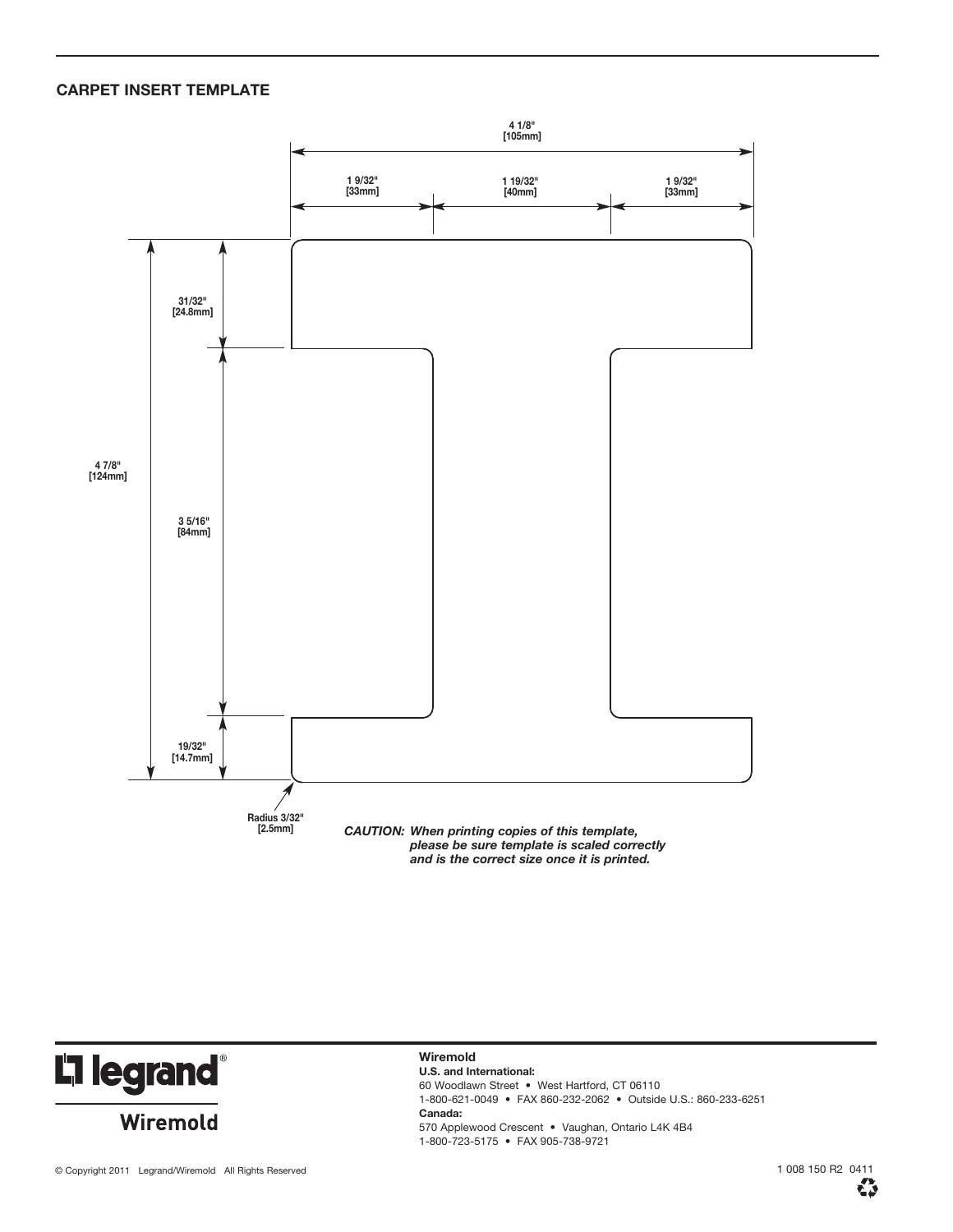## CARPET INSERT TEMPLATE

4 1/8"
[105mm]

1 9/32"
[33mm]

1 19/32"
[40mm]

1 9/32"
[33mm]

31/32"
[24.8mm]

4 7/8"
[124mm]

3 5/16"
[84mm]

19/32"
[14.7mm]

Radius 3/32"
[2.5mm]

***CAUTION:** When printing copies of this template, please be sure template is scaled correctly and is the correct size once it is printed.*

legrand®
Wiremold

**Wiremold**
**U.S. and International:**
60 Woodlawn Street • West Hartford, CT 06110
1-800-621-0049 • FAX 860-232-2062 • Outside U.S.: 860-233-6251
**Canada:**
570 Applewood Crescent • Vaughan, Ontario L4K 4B4
1-800-723-5175 • FAX 905-738-9721

© Copyright 2011 Legrand/Wiremold All Rights Reserved

1 008 150 R2 0411